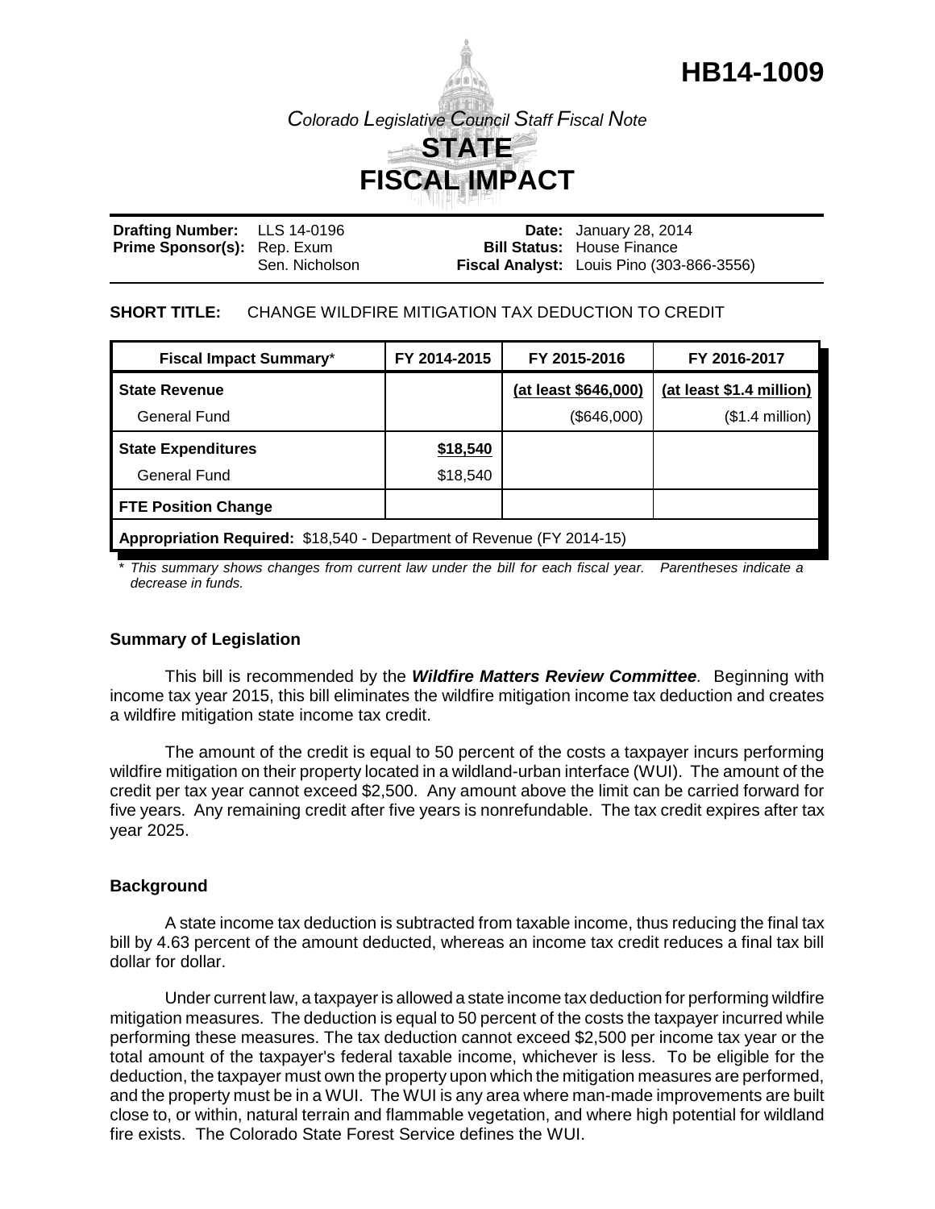# HB14-1009

*Colorado Legislative Council Staff Fiscal Note*

# STATE FISCAL IMPACT

| | | | |
|---|---|---|---|
| **Drafting Number:** | LLS 14-0196 | **Date:** | January 28, 2014 |
| **Prime Sponsor(s):** | Rep. Exum<br>Sen. Nicholson | **Bill Status:** | House Finance |
| | | **Fiscal Analyst:** | Louis Pino (303-866-3556) |

**SHORT TITLE:** CHANGE WILDFIRE MITIGATION TAX DEDUCTION TO CREDIT

| Fiscal Impact Summary* | FY 2014-2015 | FY 2015-2016 | FY 2016-2017 |
|---|---|---|---|
| **State Revenue** | | (at least $646,000) | (at least $1.4 million) |
| General Fund | | ($646,000) | ($1.4 million) |
| **State Expenditures** | $18,540 | | |
| General Fund | $18,540 | | |
| **FTE Position Change** | | | |
| **Appropriation Required:** $18,540 - Department of Revenue (FY 2014-15) | | | |

* *This summary shows changes from current law under the bill for each fiscal year. Parentheses indicate a decrease in funds.*

## Summary of Legislation

This bill is recommended by the ***Wildfire Matters Review Committee***. Beginning with income tax year 2015, this bill eliminates the wildfire mitigation income tax deduction and creates a wildfire mitigation state income tax credit.

The amount of the credit is equal to 50 percent of the costs a taxpayer incurs performing wildfire mitigation on their property located in a wildland-urban interface (WUI). The amount of the credit per tax year cannot exceed $2,500. Any amount above the limit can be carried forward for five years. Any remaining credit after five years is nonrefundable. The tax credit expires after tax year 2025.

## Background

A state income tax deduction is subtracted from taxable income, thus reducing the final tax bill by 4.63 percent of the amount deducted, whereas an income tax credit reduces a final tax bill dollar for dollar.

Under current law, a taxpayer is allowed a state income tax deduction for performing wildfire mitigation measures. The deduction is equal to 50 percent of the costs the taxpayer incurred while performing these measures. The tax deduction cannot exceed $2,500 per income tax year or the total amount of the taxpayer's federal taxable income, whichever is less. To be eligible for the deduction, the taxpayer must own the property upon which the mitigation measures are performed, and the property must be in a WUI. The WUI is any area where man-made improvements are built close to, or within, natural terrain and flammable vegetation, and where high potential for wildland fire exists. The Colorado State Forest Service defines the WUI.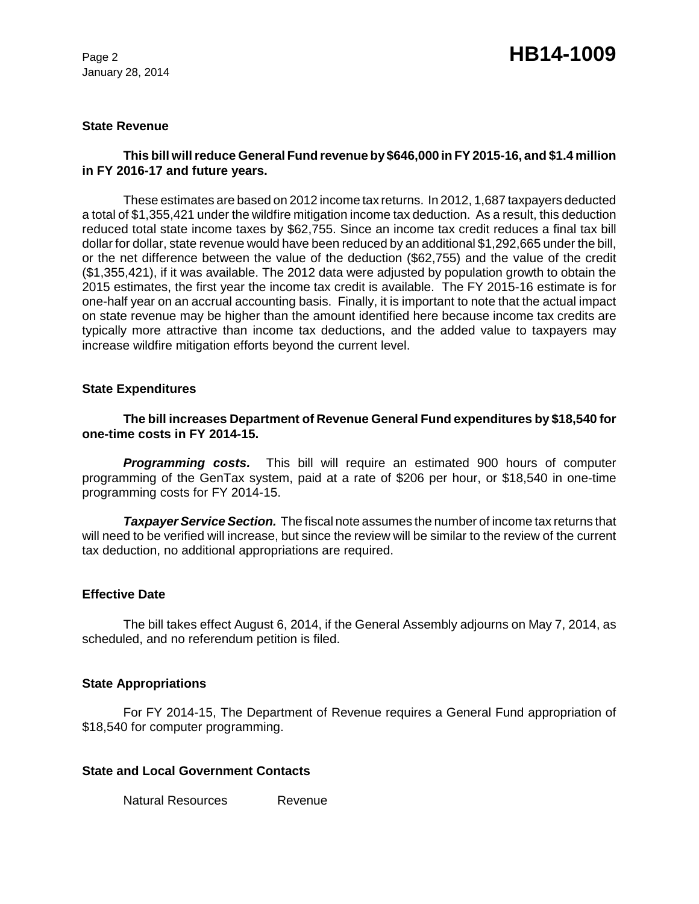## State Revenue

**This bill will reduce General Fund revenue by $646,000 in FY 2015-16, and $1.4 million in FY 2016-17 and future years.**

These estimates are based on 2012 income tax returns. In 2012, 1,687 taxpayers deducted a total of $1,355,421 under the wildfire mitigation income tax deduction. As a result, this deduction reduced total state income taxes by $62,755. Since an income tax credit reduces a final tax bill dollar for dollar, state revenue would have been reduced by an additional $1,292,665 under the bill, or the net difference between the value of the deduction ($62,755) and the value of the credit ($1,355,421), if it was available. The 2012 data were adjusted by population growth to obtain the 2015 estimates, the first year the income tax credit is available. The FY 2015-16 estimate is for one-half year on an accrual accounting basis. Finally, it is important to note that the actual impact on state revenue may be higher than the amount identified here because income tax credits are typically more attractive than income tax deductions, and the added value to taxpayers may increase wildfire mitigation efforts beyond the current level.

## State Expenditures

**The bill increases Department of Revenue General Fund expenditures by $18,540 for one-time costs in FY 2014-15.**

***Programming costs.*** This bill will require an estimated 900 hours of computer programming of the GenTax system, paid at a rate of $206 per hour, or $18,540 in one-time programming costs for FY 2014-15.

***Taxpayer Service Section.*** The fiscal note assumes the number of income tax returns that will need to be verified will increase, but since the review will be similar to the review of the current tax deduction, no additional appropriations are required.

## Effective Date

The bill takes effect August 6, 2014, if the General Assembly adjourns on May 7, 2014, as scheduled, and no referendum petition is filed.

## State Appropriations

For FY 2014-15, The Department of Revenue requires a General Fund appropriation of $18,540 for computer programming.

## State and Local Government Contacts

Natural Resources Revenue